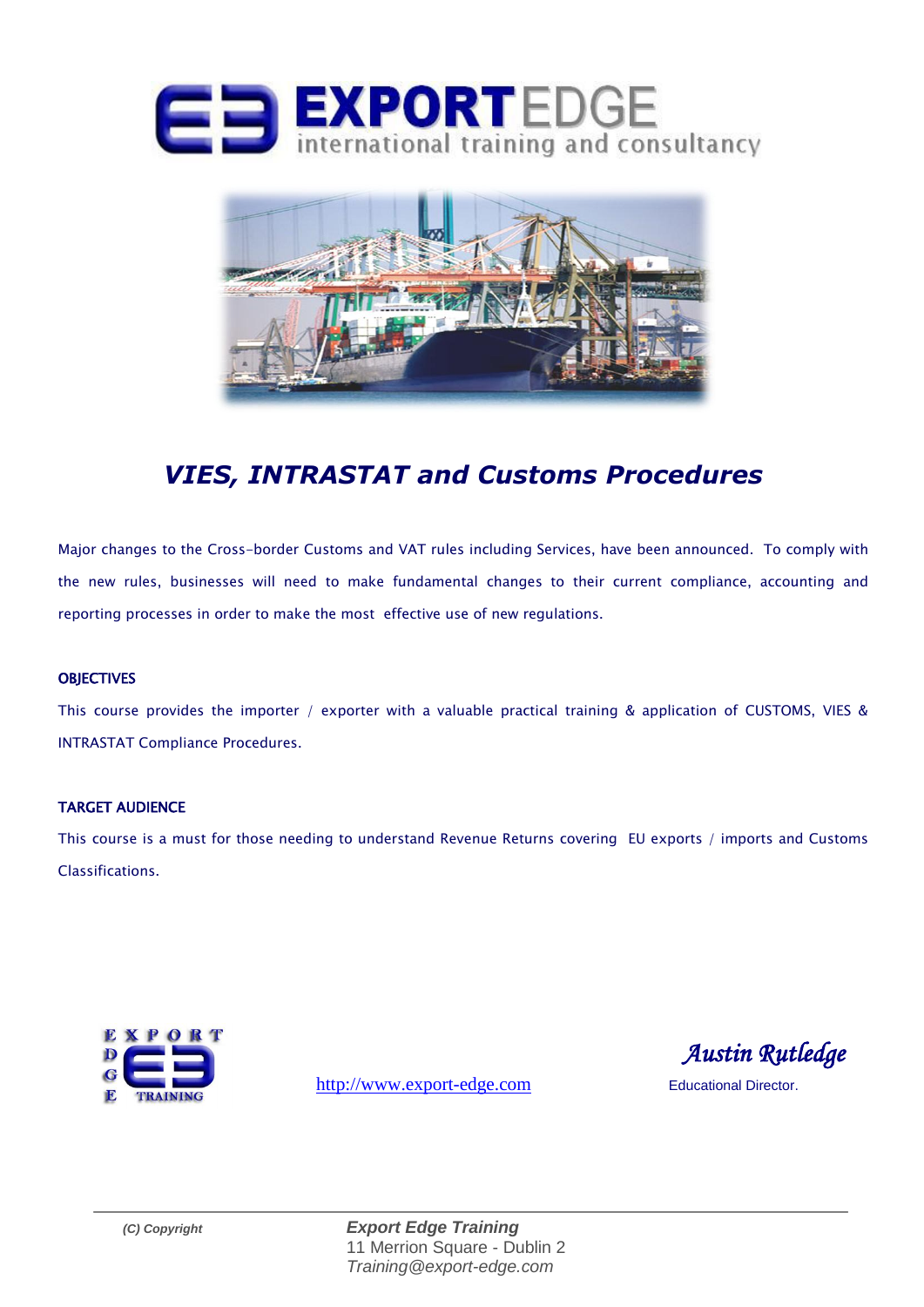# EXPORT EDGE

international training and consultancy

## *VIES, INTRASTAT and Customs Procedures*

Major changes to the Cross-border Customs and VAT rules including Services, have been announced. To comply with the new rules, businesses will need to make fundamental changes to their current compliance, accounting and reporting processes in order to make the most effective use of new regulations.

### OBJECTIVES

This course provides the importer / exporter with a valuable practical training & application of CUSTOMS, VIES & INTRASTAT Compliance Procedures.

### TARGET AUDIENCE

This course is a must for those needing to understand Revenue Returns covering EU exports / imports and Customs Classifications.

EXPORT EDGE TRAINING

http://www.export-edge.com

*Austin Rutledge*
Educational Director.

*(C) Copyright*

***Export Edge Training***
11 Merrion Square - Dublin 2
*Training@export-edge.com*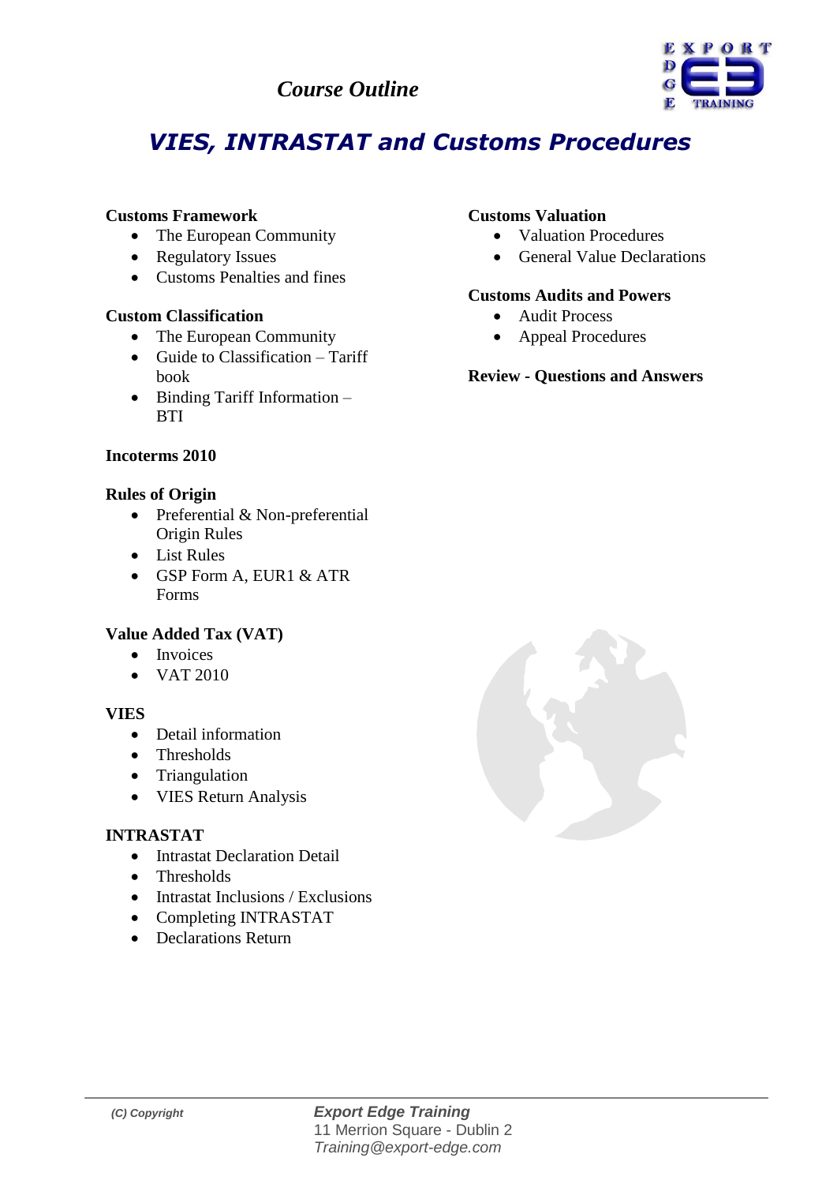*Course Outline*

# *VIES, INTRASTAT and Customs Procedures*

**Customs Framework**
- The European Community
- Regulatory Issues
- Customs Penalties and fines

**Custom Classification**
- The European Community
- Guide to Classification – Tariff book
- Binding Tariff Information – BTI

**Incoterms 2010**

**Rules of Origin**
- Preferential & Non-preferential Origin Rules
- List Rules
- GSP Form A, EUR1 & ATR Forms

**Value Added Tax (VAT)**
- Invoices
- VAT 2010

**VIES**
- Detail information
- Thresholds
- Triangulation
- VIES Return Analysis

**INTRASTAT**
- Intrastat Declaration Detail
- Thresholds
- Intrastat Inclusions / Exclusions
- Completing INTRASTAT
- Declarations Return

**Customs Valuation**
- Valuation Procedures
- General Value Declarations

**Customs Audits and Powers**
- Audit Process
- Appeal Procedures

**Review - Questions and Answers**

*(C) Copyright*

*Export Edge Training*
11 Merrion Square - Dublin 2
*Training@export-edge.com*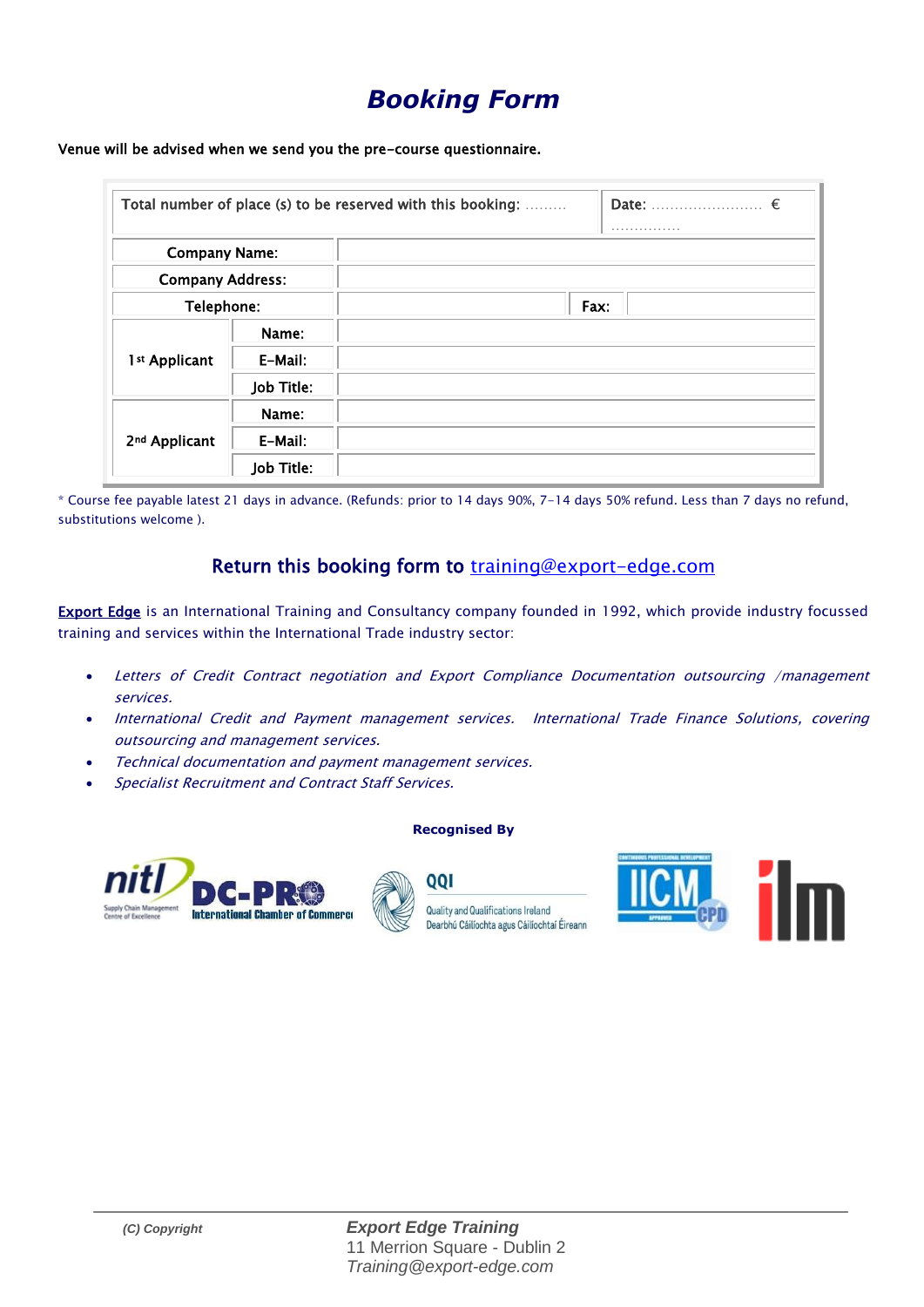# Booking Form

**Venue will be advised when we send you the pre-course questionnaire.**

| | | | | |
|---|---|---|---|---|
| Total number of place (s) to be reserved with this booking: ……… | | | Date: …………………… € …………… | |
| Company Name: | | | | |
| Company Address: | | | | |
| Telephone: | | | Fax: | |
| 1st Applicant | Name: | | | |
| | E-Mail: | | | |
| | Job Title: | | | |
| 2nd Applicant | Name: | | | |
| | E-Mail: | | | |
| | Job Title: | | | |

* Course fee payable latest 21 days in advance. (Refunds: prior to 14 days 90%, 7-14 days 50% refund. Less than 7 days no refund, substitutions welcome ).

## Return this booking form to training@export-edge.com

**Export Edge** is an International Training and Consultancy company founded in 1992, which provide industry focussed training and services within the International Trade industry sector:

- *Letters of Credit Contract negotiation and Export Compliance Documentation outsourcing /management services.*
- *International Credit and Payment management services. International Trade Finance Solutions, covering outsourcing and management services.*
- *Technical documentation and payment management services.*
- *Specialist Recruitment and Contract Staff Services.*

**Recognised By**

nitl Supply Chain Management Centre of Excellence

DC-PRO International Chamber of Commerce

QQI Quality and Qualifications Ireland Dearbhú Cáilíochta agus Cáilíochtaí Éireann

IICM CPD

ilm

*(C) Copyright*

*Export Edge Training*
11 Merrion Square - Dublin 2
*Training@export-edge.com*